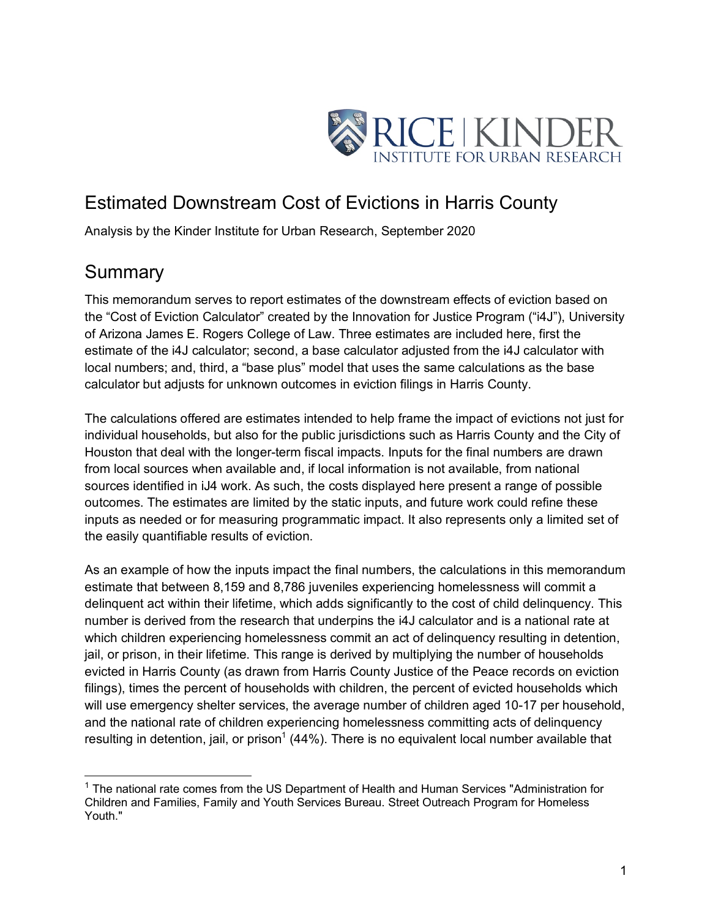RICE | KINDER
INSTITUTE FOR URBAN RESEARCH

# Estimated Downstream Cost of Evictions in Harris County

Analysis by the Kinder Institute for Urban Research, September 2020

## Summary

This memorandum serves to report estimates of the downstream effects of eviction based on the "Cost of Eviction Calculator" created by the Innovation for Justice Program ("i4J"), University of Arizona James E. Rogers College of Law. Three estimates are included here, first the estimate of the i4J calculator; second, a base calculator adjusted from the i4J calculator with local numbers; and, third, a "base plus" model that uses the same calculations as the base calculator but adjusts for unknown outcomes in eviction filings in Harris County.

The calculations offered are estimates intended to help frame the impact of evictions not just for individual households, but also for the public jurisdictions such as Harris County and the City of Houston that deal with the longer-term fiscal impacts. Inputs for the final numbers are drawn from local sources when available and, if local information is not available, from national sources identified in iJ4 work. As such, the costs displayed here present a range of possible outcomes. The estimates are limited by the static inputs, and future work could refine these inputs as needed or for measuring programmatic impact. It also represents only a limited set of the easily quantifiable results of eviction.

As an example of how the inputs impact the final numbers, the calculations in this memorandum estimate that between 8,159 and 8,786 juveniles experiencing homelessness will commit a delinquent act within their lifetime, which adds significantly to the cost of child delinquency. This number is derived from the research that underpins the i4J calculator and is a national rate at which children experiencing homelessness commit an act of delinquency resulting in detention, jail, or prison, in their lifetime. This range is derived by multiplying the number of households evicted in Harris County (as drawn from Harris County Justice of the Peace records on eviction filings), times the percent of households with children, the percent of evicted households which will use emergency shelter services, the average number of children aged 10-17 per household, and the national rate of children experiencing homelessness committing acts of delinquency resulting in detention, jail, or prison[1] (44%). There is no equivalent local number available that

[1] The national rate comes from the US Department of Health and Human Services "Administration for Children and Families, Family and Youth Services Bureau. Street Outreach Program for Homeless Youth."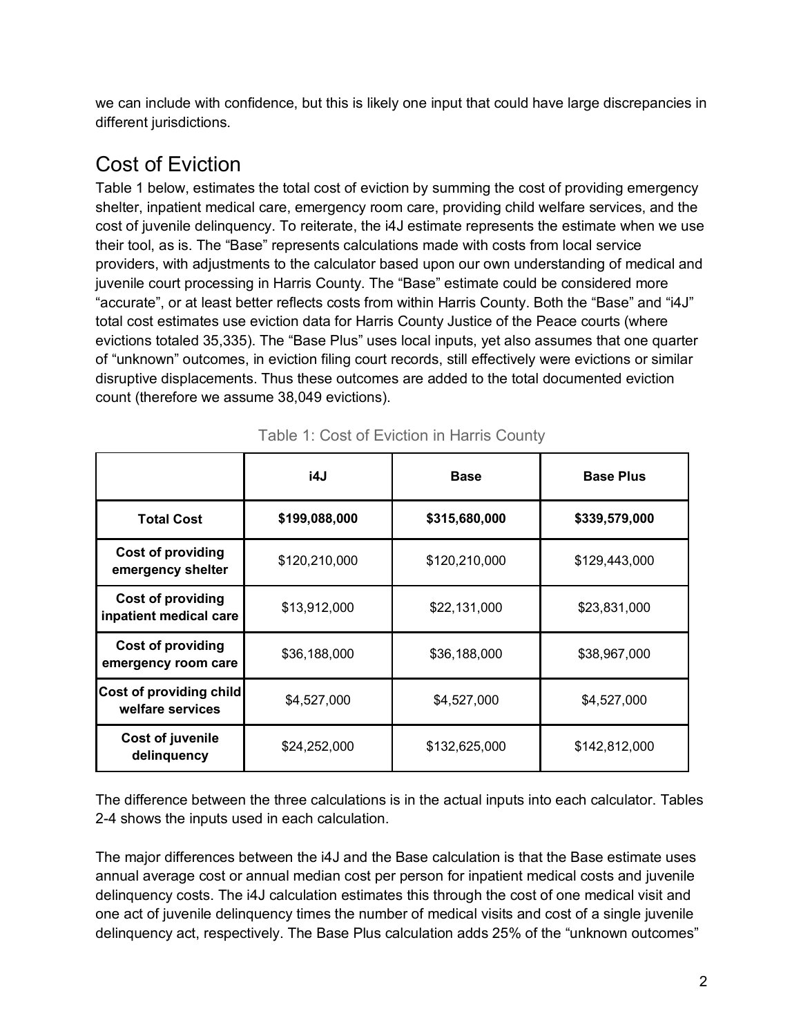we can include with confidence, but this is likely one input that could have large discrepancies in different jurisdictions.

## Cost of Eviction

Table 1 below, estimates the total cost of eviction by summing the cost of providing emergency shelter, inpatient medical care, emergency room care, providing child welfare services, and the cost of juvenile delinquency. To reiterate, the i4J estimate represents the estimate when we use their tool, as is. The "Base" represents calculations made with costs from local service providers, with adjustments to the calculator based upon our own understanding of medical and juvenile court processing in Harris County. The "Base" estimate could be considered more "accurate", or at least better reflects costs from within Harris County. Both the "Base" and "i4J" total cost estimates use eviction data for Harris County Justice of the Peace courts (where evictions totaled 35,335). The "Base Plus" uses local inputs, yet also assumes that one quarter of "unknown" outcomes, in eviction filing court records, still effectively were evictions or similar disruptive displacements. Thus these outcomes are added to the total documented eviction count (therefore we assume 38,049 evictions).

Table 1: Cost of Eviction in Harris County

| | **i4J** | **Base** | **Base Plus** |
|---|---|---|---|
| **Total Cost** | **$199,088,000** | **$315,680,000** | **$339,579,000** |
| **Cost of providing emergency shelter** | $120,210,000 | $120,210,000 | $129,443,000 |
| **Cost of providing inpatient medical care** | $13,912,000 | $22,131,000 | $23,831,000 |
| **Cost of providing emergency room care** | $36,188,000 | $36,188,000 | $38,967,000 |
| **Cost of providing child welfare services** | $4,527,000 | $4,527,000 | $4,527,000 |
| **Cost of juvenile delinquency** | $24,252,000 | $132,625,000 | $142,812,000 |

The difference between the three calculations is in the actual inputs into each calculator. Tables 2-4 shows the inputs used in each calculation.

The major differences between the i4J and the Base calculation is that the Base estimate uses annual average cost or annual median cost per person for inpatient medical costs and juvenile delinquency costs. The i4J calculation estimates this through the cost of one medical visit and one act of juvenile delinquency times the number of medical visits and cost of a single juvenile delinquency act, respectively. The Base Plus calculation adds 25% of the "unknown outcomes"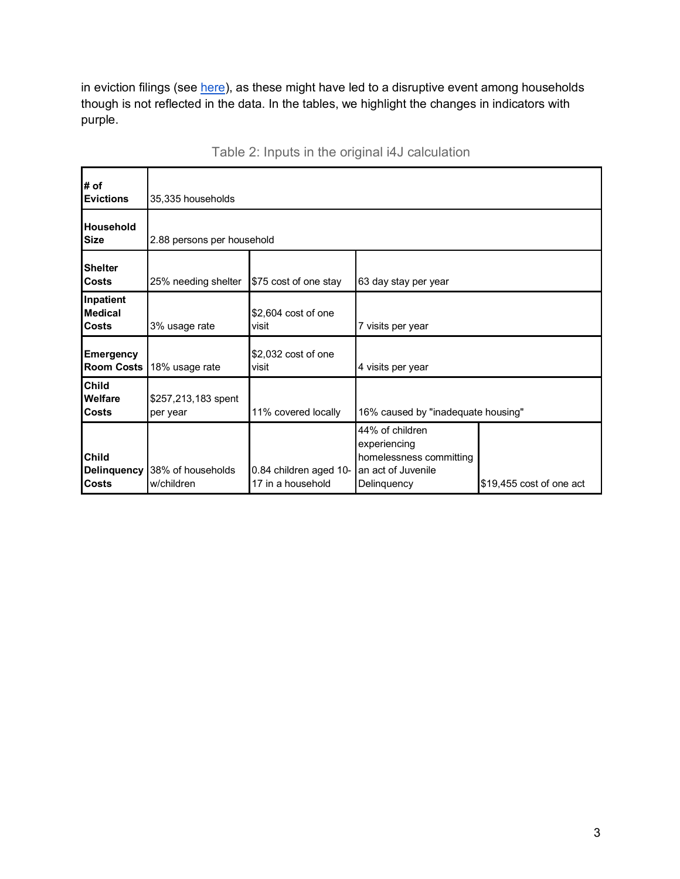in eviction filings (see here), as these might have led to a disruptive event among households though is not reflected in the data. In the tables, we highlight the changes in indicators with purple.

Table 2: Inputs in the original i4J calculation

| | | | | |
|---|---|---|---|---|
| **# of Evictions** | 35,335 households | | | |
| **Household Size** | 2.88 persons per household | | | |
| **Shelter Costs** | 25% needing shelter | $75 cost of one stay | 63 day stay per year | |
| **Inpatient Medical Costs** | 3% usage rate | $2,604 cost of one visit | 7 visits per year | |
| **Emergency Room Costs** | 18% usage rate | $2,032 cost of one visit | 4 visits per year | |
| **Child Welfare Costs** | $257,213,183 spent per year | 11% covered locally | 16% caused by "inadequate housing" | |
| **Child Delinquency Costs** | 38% of households w/children | 0.84 children aged 10-17 in a household | 44% of children experiencing homelessness committing an act of Juvenile Delinquency | $19,455 cost of one act |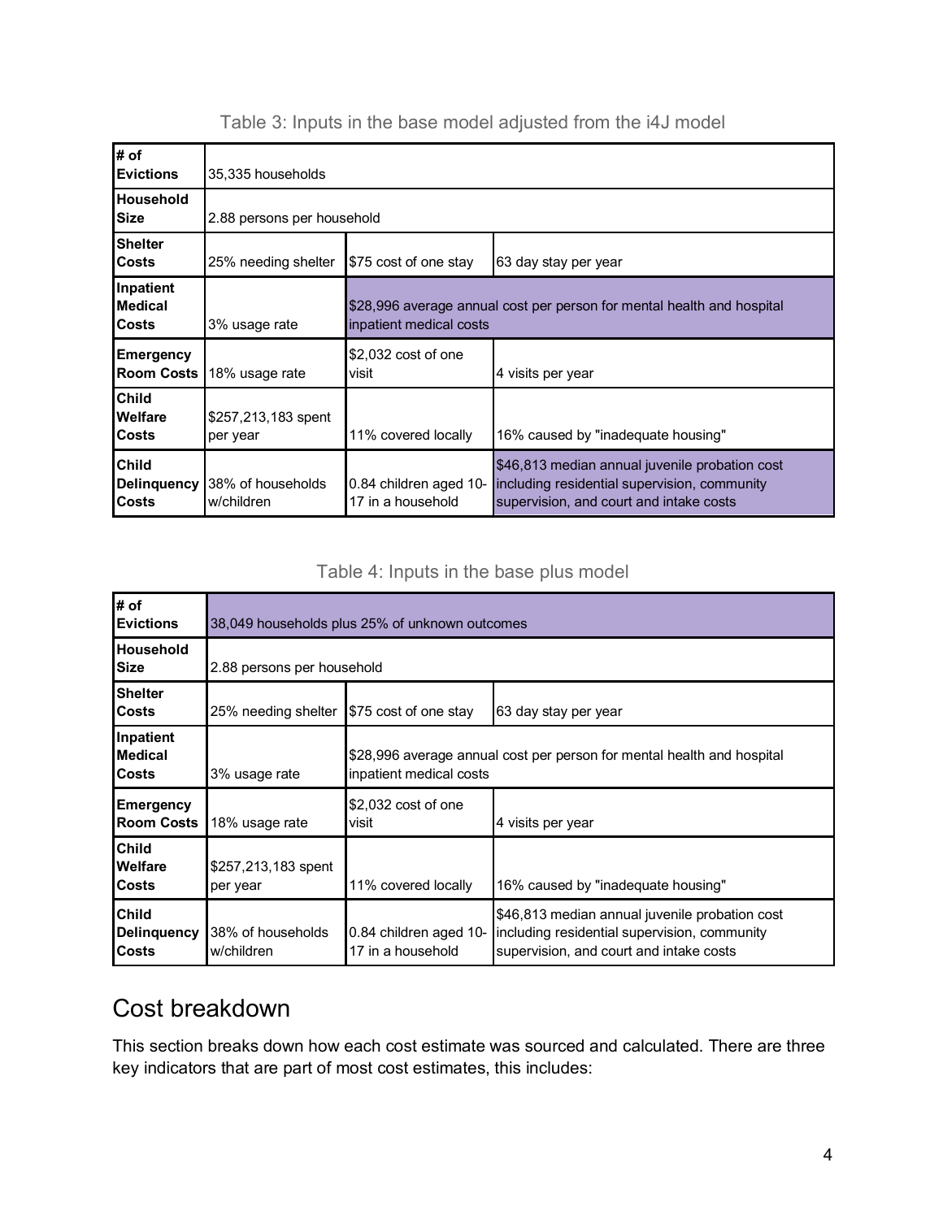Table 3: Inputs in the base model adjusted from the i4J model

| | | | |
|---|---|---|---|
| **# of Evictions** | 35,335 households | | |
| **Household Size** | 2.88 persons per household | | |
| **Shelter Costs** | 25% needing shelter | $75 cost of one stay | 63 day stay per year |
| **Inpatient Medical Costs** | 3% usage rate | $28,996 average annual cost per person for mental health and hospital inpatient medical costs | |
| **Emergency Room Costs** | 18% usage rate | $2,032 cost of one visit | 4 visits per year |
| **Child Welfare Costs** | $257,213,183 spent per year | 11% covered locally | 16% caused by "inadequate housing" |
| **Child Delinquency Costs** | 38% of households w/children | 0.84 children aged 10-17 in a household | $46,813 median annual juvenile probation cost including residential supervision, community supervision, and court and intake costs |

Table 4: Inputs in the base plus model

| | | | |
|---|---|---|---|
| **# of Evictions** | 38,049 households plus 25% of unknown outcomes | | |
| **Household Size** | 2.88 persons per household | | |
| **Shelter Costs** | 25% needing shelter | $75 cost of one stay | 63 day stay per year |
| **Inpatient Medical Costs** | 3% usage rate | $28,996 average annual cost per person for mental health and hospital inpatient medical costs | |
| **Emergency Room Costs** | 18% usage rate | $2,032 cost of one visit | 4 visits per year |
| **Child Welfare Costs** | $257,213,183 spent per year | 11% covered locally | 16% caused by "inadequate housing" |
| **Child Delinquency Costs** | 38% of households w/children | 0.84 children aged 10-17 in a household | $46,813 median annual juvenile probation cost including residential supervision, community supervision, and court and intake costs |

## Cost breakdown

This section breaks down how each cost estimate was sourced and calculated. There are three key indicators that are part of most cost estimates, this includes: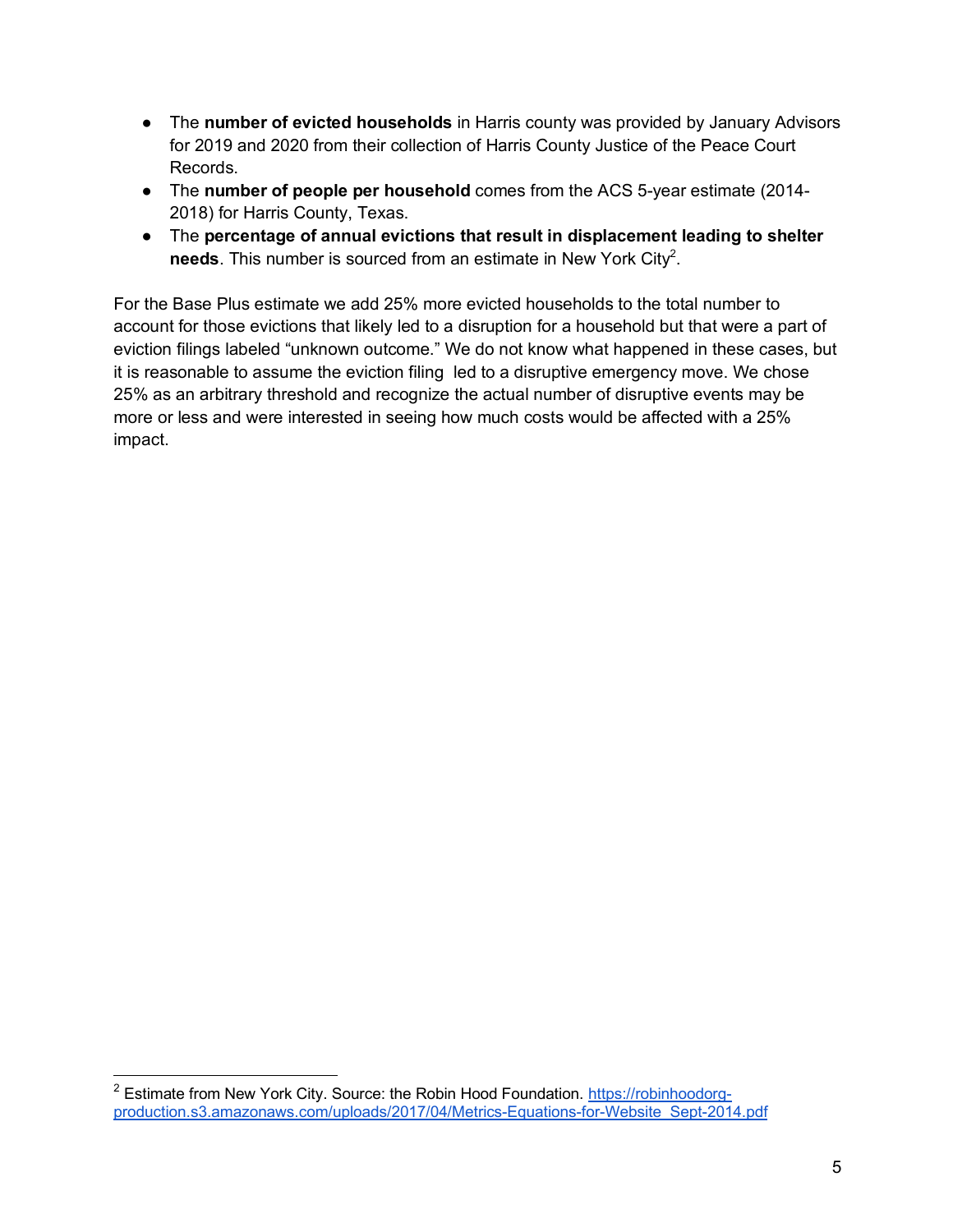- The **number of evicted households** in Harris county was provided by January Advisors for 2019 and 2020 from their collection of Harris County Justice of the Peace Court Records.
- The **number of people per household** comes from the ACS 5-year estimate (2014-2018) for Harris County, Texas.
- The **percentage of annual evictions that result in displacement leading to shelter needs**. This number is sourced from an estimate in New York City[2].

For the Base Plus estimate we add 25% more evicted households to the total number to account for those evictions that likely led to a disruption for a household but that were a part of eviction filings labeled "unknown outcome." We do not know what happened in these cases, but it is reasonable to assume the eviction filing led to a disruptive emergency move. We chose 25% as an arbitrary threshold and recognize the actual number of disruptive events may be more or less and were interested in seeing how much costs would be affected with a 25% impact.

---

[2] Estimate from New York City. Source: the Robin Hood Foundation. https://robinhoodorg-production.s3.amazonaws.com/uploads/2017/04/Metrics-Equations-for-Website_Sept-2014.pdf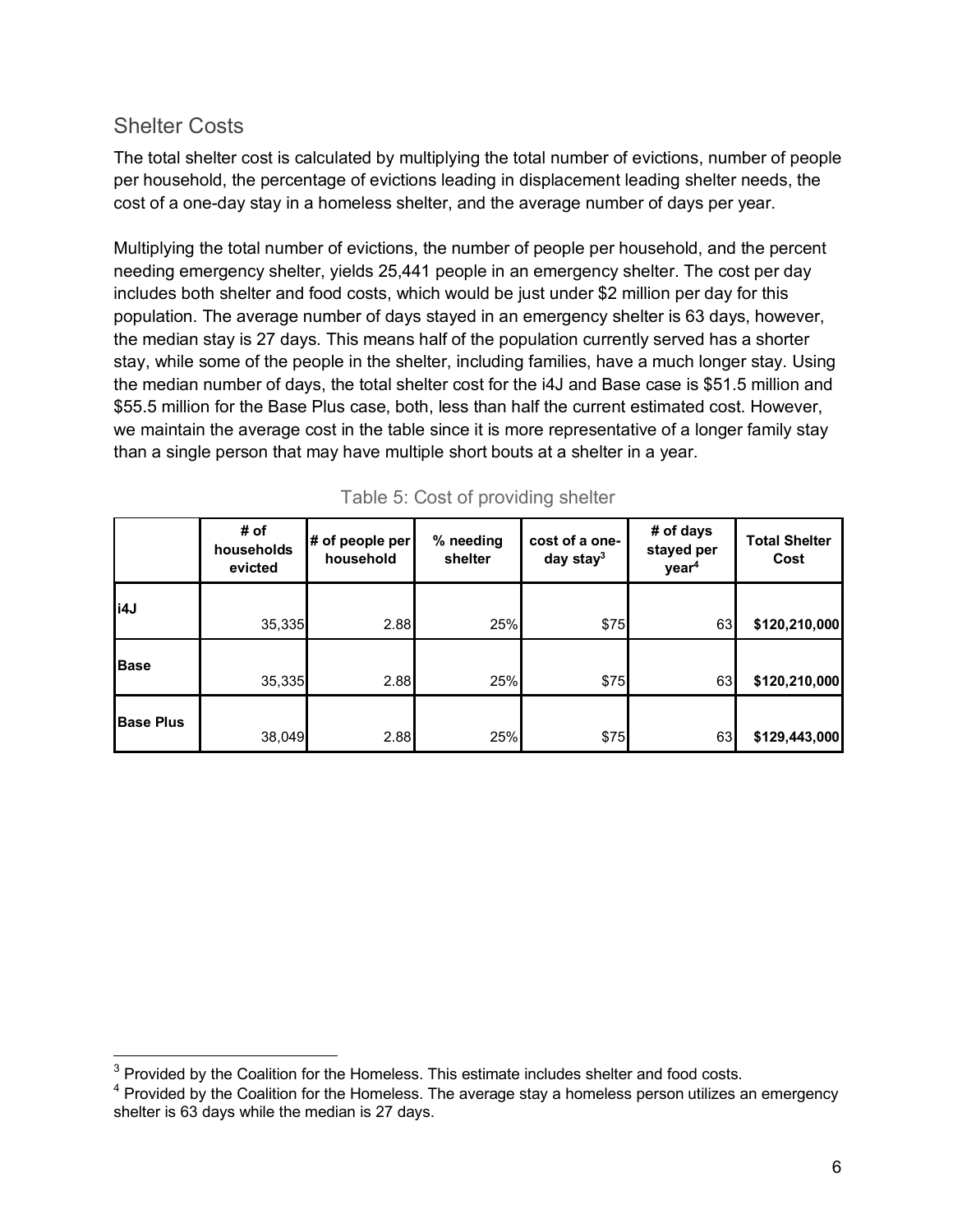## Shelter Costs

The total shelter cost is calculated by multiplying the total number of evictions, number of people per household, the percentage of evictions leading in displacement leading shelter needs, the cost of a one-day stay in a homeless shelter, and the average number of days per year.

Multiplying the total number of evictions, the number of people per household, and the percent needing emergency shelter, yields 25,441 people in an emergency shelter. The cost per day includes both shelter and food costs, which would be just under $2 million per day for this population. The average number of days stayed in an emergency shelter is 63 days, however, the median stay is 27 days. This means half of the population currently served has a shorter stay, while some of the people in the shelter, including families, have a much longer stay. Using the median number of days, the total shelter cost for the i4J and Base case is $51.5 million and $55.5 million for the Base Plus case, both, less than half the current estimated cost. However, we maintain the average cost in the table since it is more representative of a longer family stay than a single person that may have multiple short bouts at a shelter in a year.

Table 5: Cost of providing shelter

| | # of households evicted | # of people per household | % needing shelter | cost of a one-day stay[3] | # of days stayed per year[4] | Total Shelter Cost |
|---|---|---|---|---|---|---|
| **i4J** | 35,335 | 2.88 | 25% | $75 | 63 | **$120,210,000** |
| **Base** | 35,335 | 2.88 | 25% | $75 | 63 | **$120,210,000** |
| **Base Plus** | 38,049 | 2.88 | 25% | $75 | 63 | **$129,443,000** |

[3] Provided by the Coalition for the Homeless. This estimate includes shelter and food costs.

[4] Provided by the Coalition for the Homeless. The average stay a homeless person utilizes an emergency shelter is 63 days while the median is 27 days.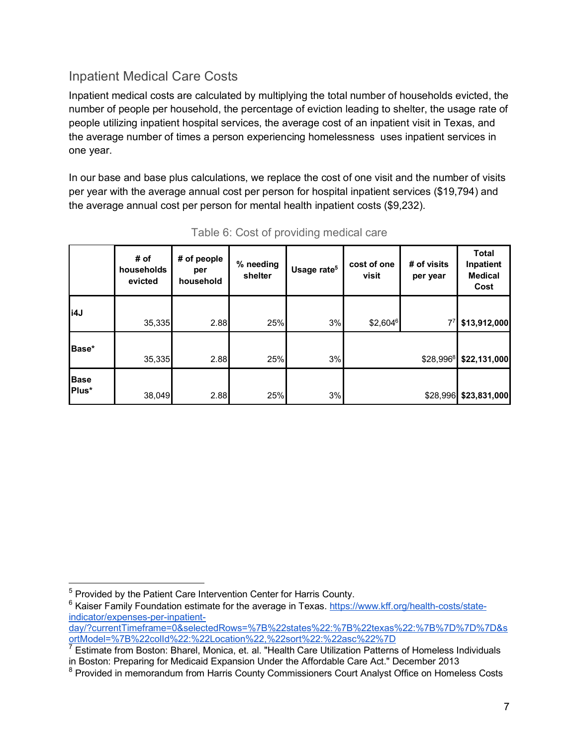## Inpatient Medical Care Costs

Inpatient medical costs are calculated by multiplying the total number of households evicted, the number of people per household, the percentage of eviction leading to shelter, the usage rate of people utilizing inpatient hospital services, the average cost of an inpatient visit in Texas, and the average number of times a person experiencing homelessness uses inpatient services in one year.

In our base and base plus calculations, we replace the cost of one visit and the number of visits per year with the average annual cost per person for hospital inpatient services ($19,794) and the average annual cost per person for mental health inpatient costs ($9,232).

Table 6: Cost of providing medical care

| | # of households evicted | # of people per household | % needing shelter | Usage rate[5] | cost of one visit | # of visits per year | Total Inpatient Medical Cost |
|---|---|---|---|---|---|---|---|
| **i4J** | 35,335 | 2.88 | 25% | 3% | $2,604[6] | 7[7] | **$13,912,000** |
| **Base*** | 35,335 | 2.88 | 25% | 3% | | $28,996[8] | **$22,131,000** |
| **Base Plus*** | 38,049 | 2.88 | 25% | 3% | | $28,996 | **$23,831,000** |

[5] Provided by the Patient Care Intervention Center for Harris County.

[6] Kaiser Family Foundation estimate for the average in Texas. https://www.kff.org/health-costs/state-indicator/expenses-per-inpatient-day/?currentTimeframe=0&selectedRows=%7B%22states%22:%7B%22texas%22:%7B%7D%7D%7D&sortModel=%7B%22colId%22:%22Location%22,%22sort%22:%22asc%22%7D

[7] Estimate from Boston: Bharel, Monica, et. al. "Health Care Utilization Patterns of Homeless Individuals in Boston: Preparing for Medicaid Expansion Under the Affordable Care Act." December 2013

[8] Provided in memorandum from Harris County Commissioners Court Analyst Office on Homeless Costs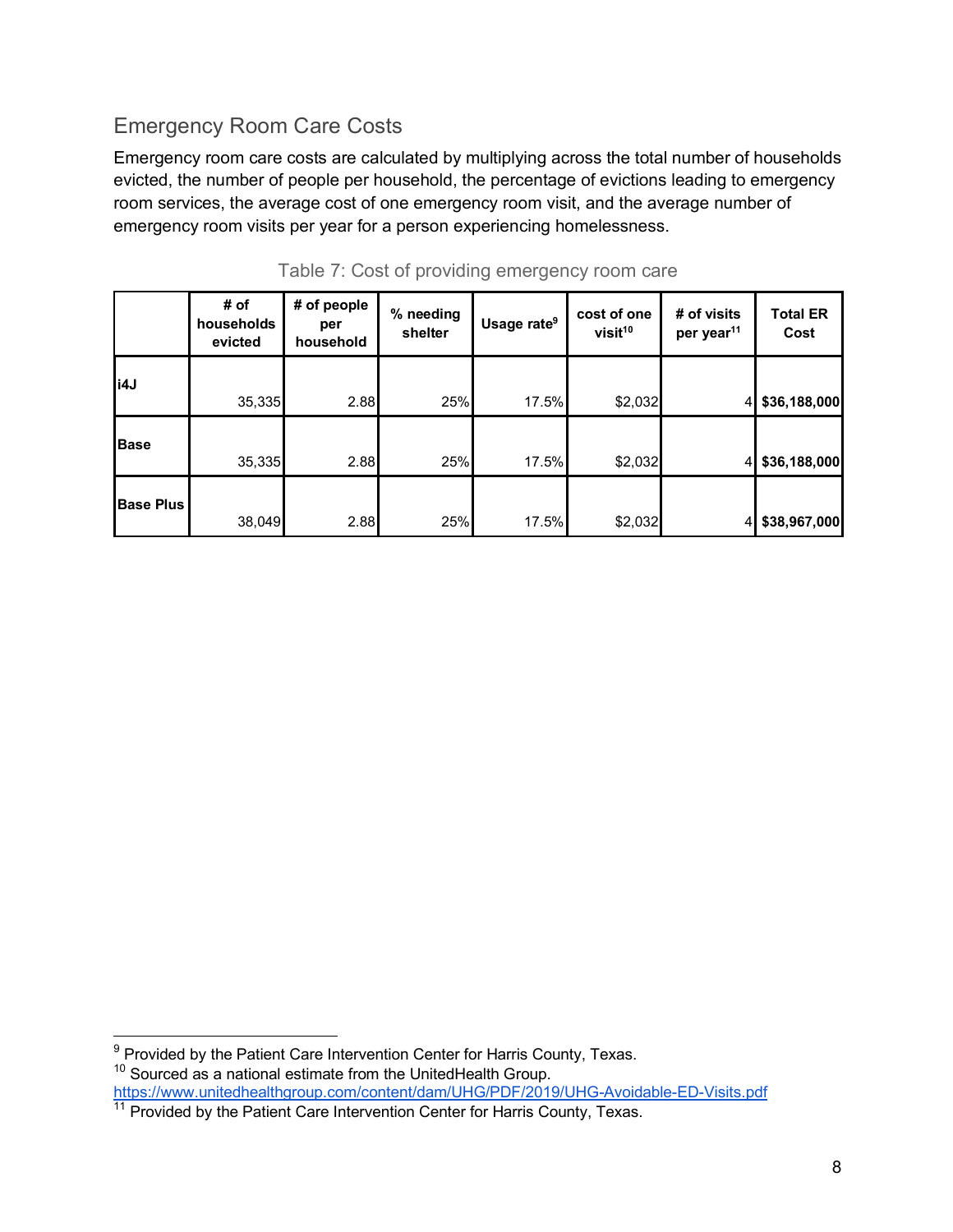## Emergency Room Care Costs

Emergency room care costs are calculated by multiplying across the total number of households evicted, the number of people per household, the percentage of evictions leading to emergency room services, the average cost of one emergency room visit, and the average number of emergency room visits per year for a person experiencing homelessness.

Table 7: Cost of providing emergency room care

| | # of households evicted | # of people per household | % needing shelter | Usage rate[9] | cost of one visit[10] | # of visits per year[11] | Total ER Cost |
|---|---|---|---|---|---|---|---|
| **i4J** | 35,335 | 2.88 | 25% | 17.5% | $2,032 | 4 | **$36,188,000** |
| **Base** | 35,335 | 2.88 | 25% | 17.5% | $2,032 | 4 | **$36,188,000** |
| **Base Plus** | 38,049 | 2.88 | 25% | 17.5% | $2,032 | 4 | **$38,967,000** |

[9] Provided by the Patient Care Intervention Center for Harris County, Texas.

[10] Sourced as a national estimate from the UnitedHealth Group. https://www.unitedhealthgroup.com/content/dam/UHG/PDF/2019/UHG-Avoidable-ED-Visits.pdf

[11] Provided by the Patient Care Intervention Center for Harris County, Texas.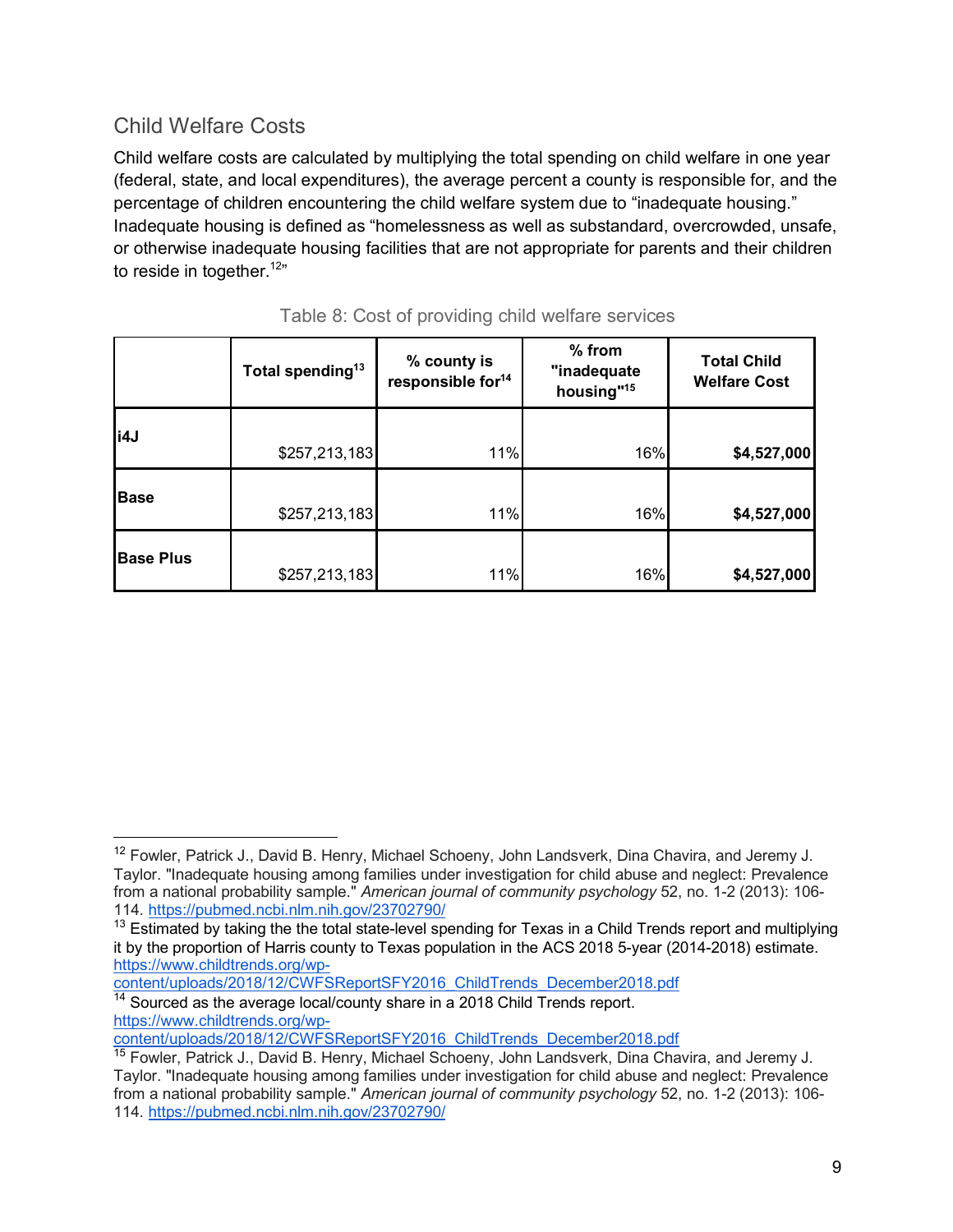## Child Welfare Costs

Child welfare costs are calculated by multiplying the total spending on child welfare in one year (federal, state, and local expenditures), the average percent a county is responsible for, and the percentage of children encountering the child welfare system due to "inadequate housing." Inadequate housing is defined as "homelessness as well as substandard, overcrowded, unsafe, or otherwise inadequate housing facilities that are not appropriate for parents and their children to reside in together.[12]"

Table 8: Cost of providing child welfare services

| | Total spending[13] | % county is responsible for[14] | % from "inadequate housing"[15] | Total Child Welfare Cost |
|---|---|---|---|---|
| **i4J** | $257,213,183 | 11% | 16% | **$4,527,000** |
| **Base** | $257,213,183 | 11% | 16% | **$4,527,000** |
| **Base Plus** | $257,213,183 | 11% | 16% | **$4,527,000** |

---

[12] Fowler, Patrick J., David B. Henry, Michael Schoeny, John Landsverk, Dina Chavira, and Jeremy J. Taylor. "Inadequate housing among families under investigation for child abuse and neglect: Prevalence from a national probability sample." *American journal of community psychology* 52, no. 1-2 (2013): 106-114. https://pubmed.ncbi.nlm.nih.gov/23702790/

[13] Estimated by taking the the total state-level spending for Texas in a Child Trends report and multiplying it by the proportion of Harris county to Texas population in the ACS 2018 5-year (2014-2018) estimate. https://www.childtrends.org/wp-content/uploads/2018/12/CWFSReportSFY2016_ChildTrends_December2018.pdf

[14] Sourced as the average local/county share in a 2018 Child Trends report. https://www.childtrends.org/wp-content/uploads/2018/12/CWFSReportSFY2016_ChildTrends_December2018.pdf

[15] Fowler, Patrick J., David B. Henry, Michael Schoeny, John Landsverk, Dina Chavira, and Jeremy J. Taylor. "Inadequate housing among families under investigation for child abuse and neglect: Prevalence from a national probability sample." *American journal of community psychology* 52, no. 1-2 (2013): 106-114. https://pubmed.ncbi.nlm.nih.gov/23702790/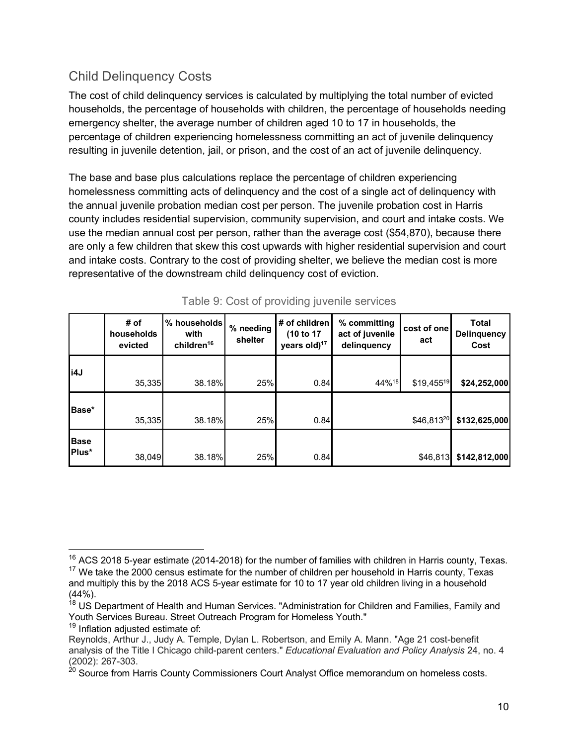## Child Delinquency Costs

The cost of child delinquency services is calculated by multiplying the total number of evicted households, the percentage of households with children, the percentage of households needing emergency shelter, the average number of children aged 10 to 17 in households, the percentage of children experiencing homelessness committing an act of juvenile delinquency resulting in juvenile detention, jail, or prison, and the cost of an act of juvenile delinquency.

The base and base plus calculations replace the percentage of children experiencing homelessness committing acts of delinquency and the cost of a single act of delinquency with the annual juvenile probation median cost per person. The juvenile probation cost in Harris county includes residential supervision, community supervision, and court and intake costs. We use the median annual cost per person, rather than the average cost ($54,870), because there are only a few children that skew this cost upwards with higher residential supervision and court and intake costs. Contrary to the cost of providing shelter, we believe the median cost is more representative of the downstream child delinquency cost of eviction.

Table 9: Cost of providing juvenile services

| | # of households evicted | % households with children[16] | % needing shelter | # of children (10 to 17 years old)[17] | % committing act of juvenile delinquency | cost of one act | Total Delinquency Cost |
|---|---|---|---|---|---|---|---|
| i4J | 35,335 | 38.18% | 25% | 0.84 | 44%[18] | $19,455[19] | **$24,252,000** |
| Base* | 35,335 | 38.18% | 25% | 0.84 | | $46,813[20] | **$132,625,000** |
| Base Plus* | 38,049 | 38.18% | 25% | 0.84 | | $46,813 | **$142,812,000** |

[16] ACS 2018 5-year estimate (2014-2018) for the number of families with children in Harris county, Texas.

[17] We take the 2000 census estimate for the number of children per household in Harris county, Texas and multiply this by the 2018 ACS 5-year estimate for 10 to 17 year old children living in a household (44%).

[18] US Department of Health and Human Services. "Administration for Children and Families, Family and Youth Services Bureau. Street Outreach Program for Homeless Youth."

[19] Inflation adjusted estimate of:
Reynolds, Arthur J., Judy A. Temple, Dylan L. Robertson, and Emily A. Mann. "Age 21 cost-benefit analysis of the Title I Chicago child-parent centers." *Educational Evaluation and Policy Analysis* 24, no. 4 (2002): 267-303.

[20] Source from Harris County Commissioners Court Analyst Office memorandum on homeless costs.